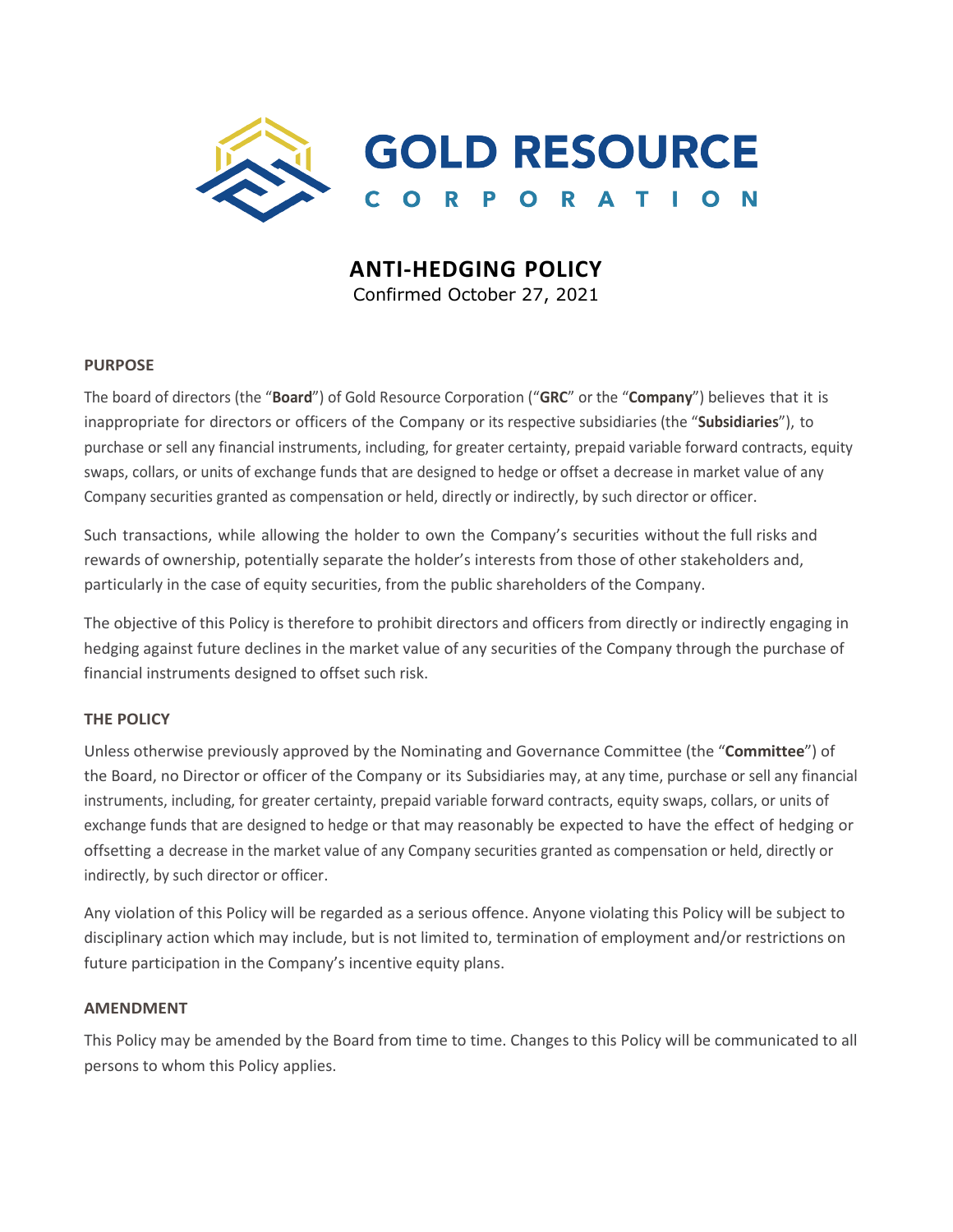GOLD RESOURCE CORPORATION

# ANTI-HEDGING POLICY

Confirmed October 27, 2021

## PURPOSE

The board of directors (the "**Board**") of Gold Resource Corporation ("**GRC**" or the "**Company**") believes that it is inappropriate for directors or officers of the Company or its respective subsidiaries (the "**Subsidiaries**"), to purchase or sell any financial instruments, including, for greater certainty, prepaid variable forward contracts, equity swaps, collars, or units of exchange funds that are designed to hedge or offset a decrease in market value of any Company securities granted as compensation or held, directly or indirectly, by such director or officer.

Such transactions, while allowing the holder to own the Company's securities without the full risks and rewards of ownership, potentially separate the holder's interests from those of other stakeholders and, particularly in the case of equity securities, from the public shareholders of the Company.

The objective of this Policy is therefore to prohibit directors and officers from directly or indirectly engaging in hedging against future declines in the market value of any securities of the Company through the purchase of financial instruments designed to offset such risk.

## THE POLICY

Unless otherwise previously approved by the Nominating and Governance Committee (the "**Committee**") of the Board, no Director or officer of the Company or its Subsidiaries may, at any time, purchase or sell any financial instruments, including, for greater certainty, prepaid variable forward contracts, equity swaps, collars, or units of exchange funds that are designed to hedge or that may reasonably be expected to have the effect of hedging or offsetting a decrease in the market value of any Company securities granted as compensation or held, directly or indirectly, by such director or officer.

Any violation of this Policy will be regarded as a serious offence. Anyone violating this Policy will be subject to disciplinary action which may include, but is not limited to, termination of employment and/or restrictions on future participation in the Company's incentive equity plans.

## AMENDMENT

This Policy may be amended by the Board from time to time. Changes to this Policy will be communicated to all persons to whom this Policy applies.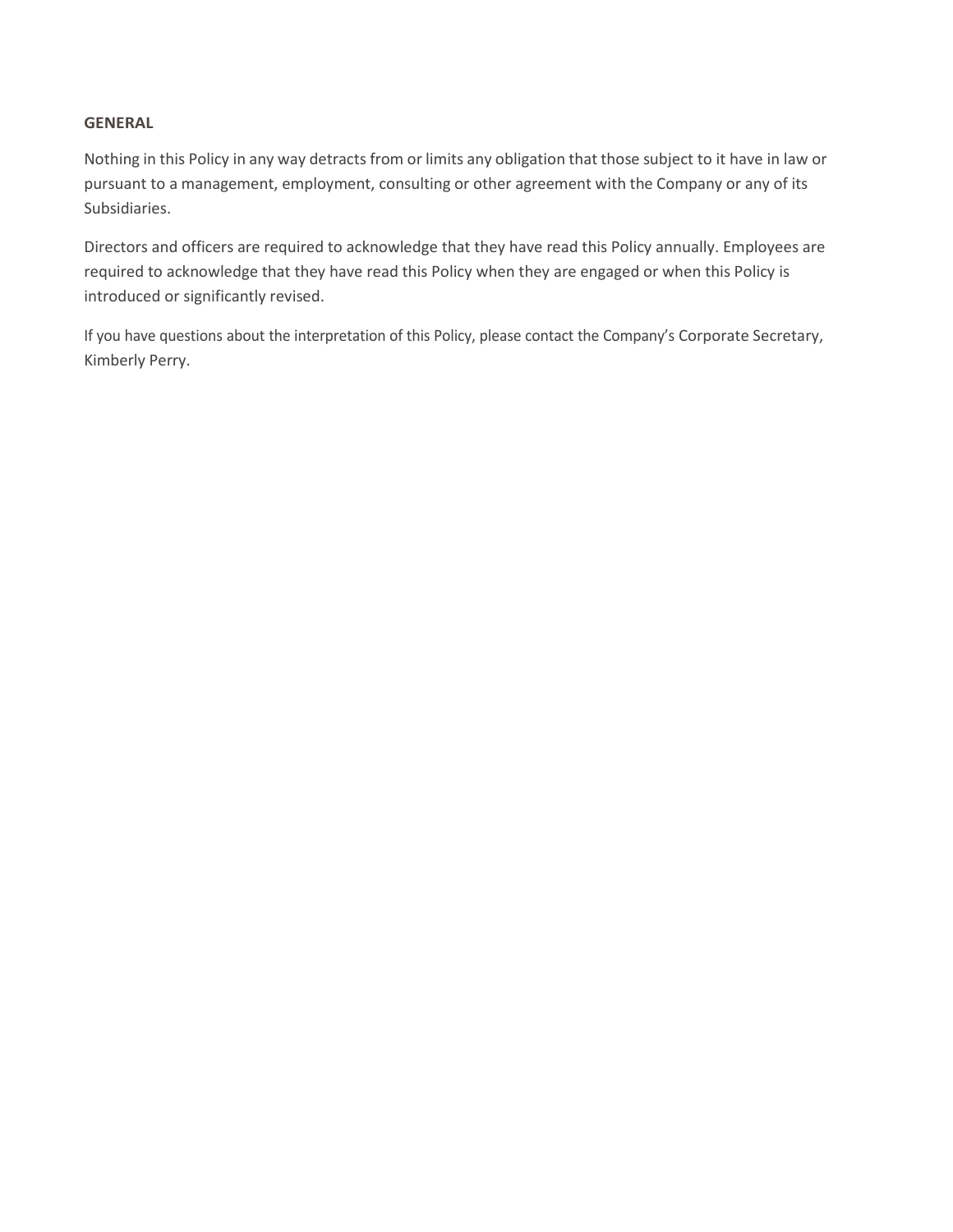**GENERAL**

Nothing in this Policy in any way detracts from or limits any obligation that those subject to it have in law or pursuant to a management, employment, consulting or other agreement with the Company or any of its Subsidiaries.

Directors and officers are required to acknowledge that they have read this Policy annually. Employees are required to acknowledge that they have read this Policy when they are engaged or when this Policy is introduced or significantly revised.

If you have questions about the interpretation of this Policy, please contact the Company's Corporate Secretary, Kimberly Perry.